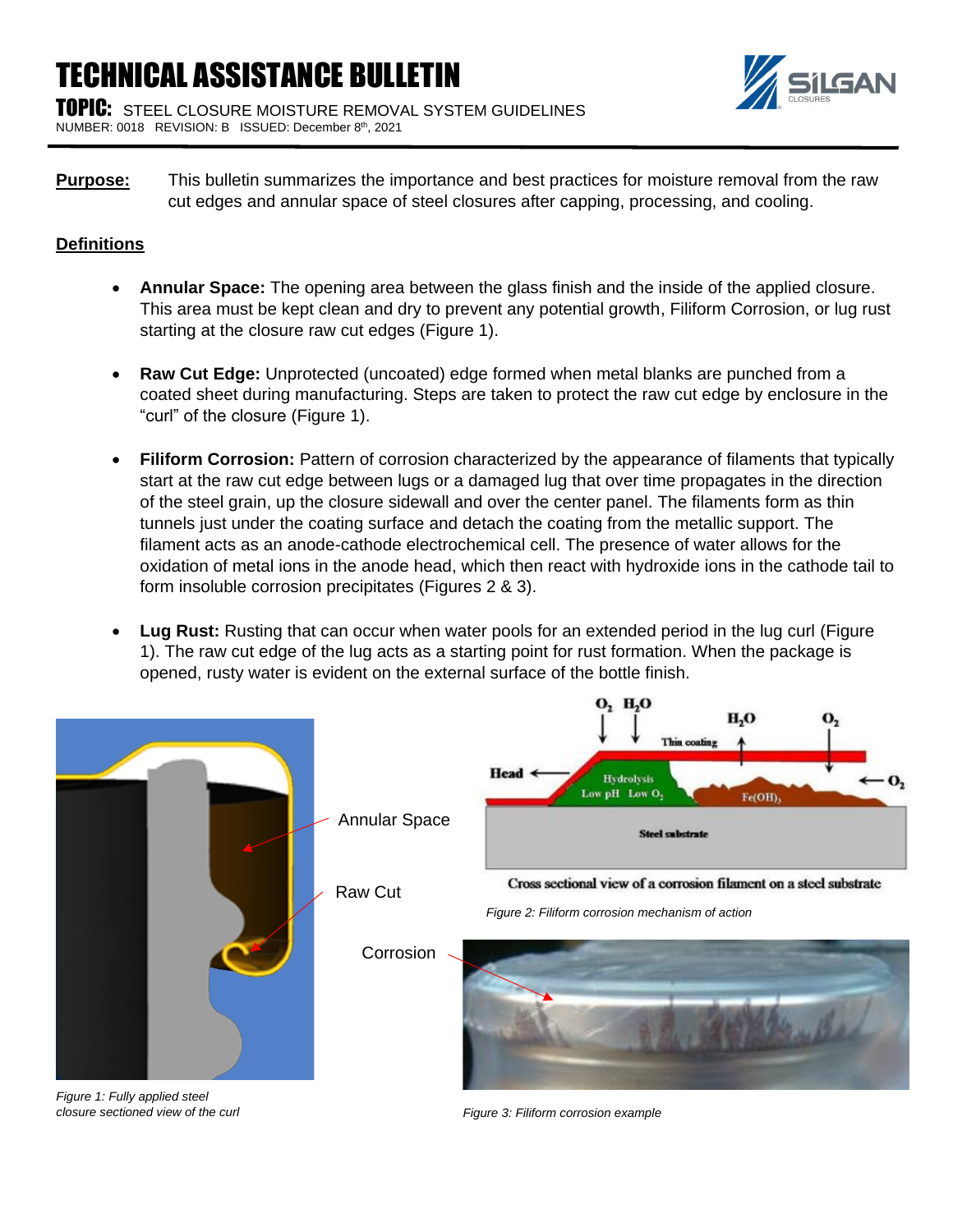# TECHNICAL ASSISTANCE BULLETIN

**TOPIC:** STEEL CLOSURE MOISTURE REMOVAL SYSTEM GUIDELINES

NUMBER: 0018 REVISION: B ISSUED: December 8th, 2021

**Purpose:** This bulletin summarizes the importance and best practices for moisture removal from the raw cut edges and annular space of steel closures after capping, processing, and cooling.

## Definitions

- **Annular Space:** The opening area between the glass finish and the inside of the applied closure. This area must be kept clean and dry to prevent any potential growth, Filiform Corrosion, or lug rust starting at the closure raw cut edges (Figure 1).
- **Raw Cut Edge:** Unprotected (uncoated) edge formed when metal blanks are punched from a coated sheet during manufacturing. Steps are taken to protect the raw cut edge by enclosure in the "curl" of the closure (Figure 1).
- **Filiform Corrosion:** Pattern of corrosion characterized by the appearance of filaments that typically start at the raw cut edge between lugs or a damaged lug that over time propagates in the direction of the steel grain, up the closure sidewall and over the center panel. The filaments form as thin tunnels just under the coating surface and detach the coating from the metallic support. The filament acts as an anode-cathode electrochemical cell. The presence of water allows for the oxidation of metal ions in the anode head, which then react with hydroxide ions in the cathode tail to form insoluble corrosion precipitates (Figures 2 & 3).
- **Lug Rust:** Rusting that can occur when water pools for an extended period in the lug curl (Figure 1). The raw cut edge of the lug acts as a starting point for rust formation. When the package is opened, rusty water is evident on the external surface of the bottle finish.

Annular Space

Raw Cut

Corrosion

*Figure 1: Fully applied steel closure sectioned view of the curl*

$O_2$ $H_2O$ Thin coating $H_2O$ $O_2$ Head Hydrolysis Low pH Low $O_2$ $Fe(OH)_3$ $O_2$ Steel substrate

Cross sectional view of a corrosion filament on a steel substrate

*Figure 2: Filiform corrosion mechanism of action*

*Figure 3: Filiform corrosion example*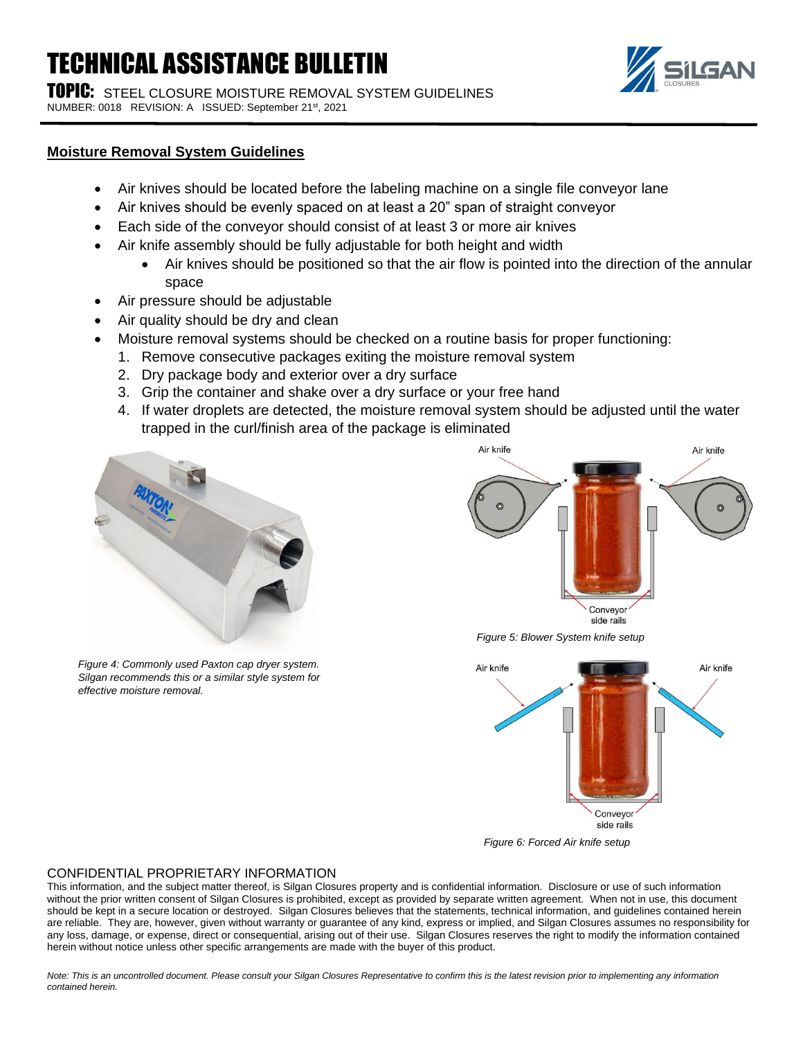# TECHNICAL ASSISTANCE BULLETIN

**TOPIC:** STEEL CLOSURE MOISTURE REMOVAL SYSTEM GUIDELINES

NUMBER: 0018 REVISION: A ISSUED: September 21st, 2021

## Moisture Removal System Guidelines

- Air knives should be located before the labeling machine on a single file conveyor lane
- Air knives should be evenly spaced on at least a 20" span of straight conveyor
- Each side of the conveyor should consist of at least 3 or more air knives
- Air knife assembly should be fully adjustable for both height and width
  - Air knives should be positioned so that the air flow is pointed into the direction of the annular space
- Air pressure should be adjustable
- Air quality should be dry and clean
- Moisture removal systems should be checked on a routine basis for proper functioning:
  1. Remove consecutive packages exiting the moisture removal system
  2. Dry package body and exterior over a dry surface
  3. Grip the container and shake over a dry surface or your free hand
  4. If water droplets are detected, the moisture removal system should be adjusted until the water trapped in the curl/finish area of the package is eliminated

*Figure 4: Commonly used Paxton cap dryer system. Silgan recommends this or a similar style system for effective moisture removal.*

Air knife
Air knife
Conveyor side rails

*Figure 5: Blower System knife setup*

Air knife
Air knife
Conveyor side rails

*Figure 6: Forced Air knife setup*

CONFIDENTIAL PROPRIETARY INFORMATION

This information, and the subject matter thereof, is Silgan Closures property and is confidential information. Disclosure or use of such information without the prior written consent of Silgan Closures is prohibited, except as provided by separate written agreement. When not in use, this document should be kept in a secure location or destroyed. Silgan Closures believes that the statements, technical information, and guidelines contained herein are reliable. They are, however, given without warranty or guarantee of any kind, express or implied, and Silgan Closures assumes no responsibility for any loss, damage, or expense, direct or consequential, arising out of their use. Silgan Closures reserves the right to modify the information contained herein without notice unless other specific arrangements are made with the buyer of this product.

*Note: This is an uncontrolled document. Please consult your Silgan Closures Representative to confirm this is the latest revision prior to implementing any information contained herein.*